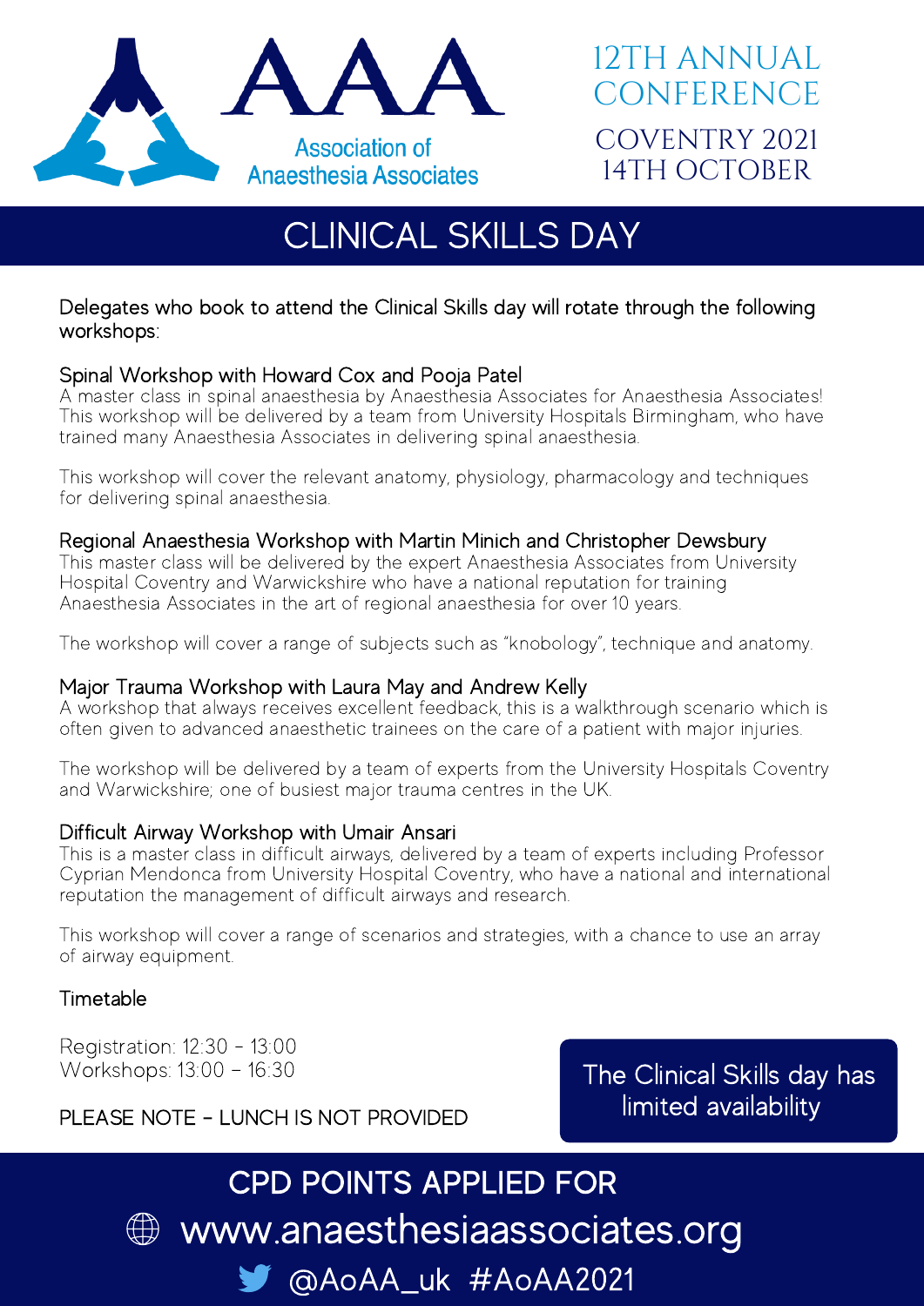AAA

Association of Anaesthesia Associates

12TH ANNUAL CONFERENCE

COVENTRY 2021

14TH OCTOBER

# CLINICAL SKILLS DAY

Delegates who book to attend the Clinical Skills day will rotate through the following workshops:

### Spinal Workshop with Howard Cox and Pooja Patel

A master class in spinal anaesthesia by Anaesthesia Associates for Anaesthesia Associates! This workshop will be delivered by a team from University Hospitals Birmingham, who have trained many Anaesthesia Associates in delivering spinal anaesthesia.

This workshop will cover the relevant anatomy, physiology, pharmacology and techniques for delivering spinal anaesthesia.

### Regional Anaesthesia Workshop with Martin Minich and Christopher Dewsbury

This master class will be delivered by the expert Anaesthesia Associates from University Hospital Coventry and Warwickshire who have a national reputation for training Anaesthesia Associates in the art of regional anaesthesia for over 10 years.

The workshop will cover a range of subjects such as "knobology", technique and anatomy.

### Major Trauma Workshop with Laura May and Andrew Kelly

A workshop that always receives excellent feedback, this is a walkthrough scenario which is often given to advanced anaesthetic trainees on the care of a patient with major injuries.

The workshop will be delivered by a team of experts from the University Hospitals Coventry and Warwickshire; one of busiest major trauma centres in the UK.

### Difficult Airway Workshop with Umair Ansari

This is a master class in difficult airways, delivered by a team of experts including Professor Cyprian Mendonca from University Hospital Coventry, who have a national and international reputation the management of difficult airways and research.

This workshop will cover a range of scenarios and strategies, with a chance to use an array of airway equipment.

### Timetable

Registration: 12:30 - 13:00
Workshops: 13:00 - 16:30

PLEASE NOTE - LUNCH IS NOT PROVIDED

**The Clinical Skills day has limited availability**

**CPD POINTS APPLIED FOR**

www.anaesthesiaassociates.org

@AoAA_uk #AoAA2021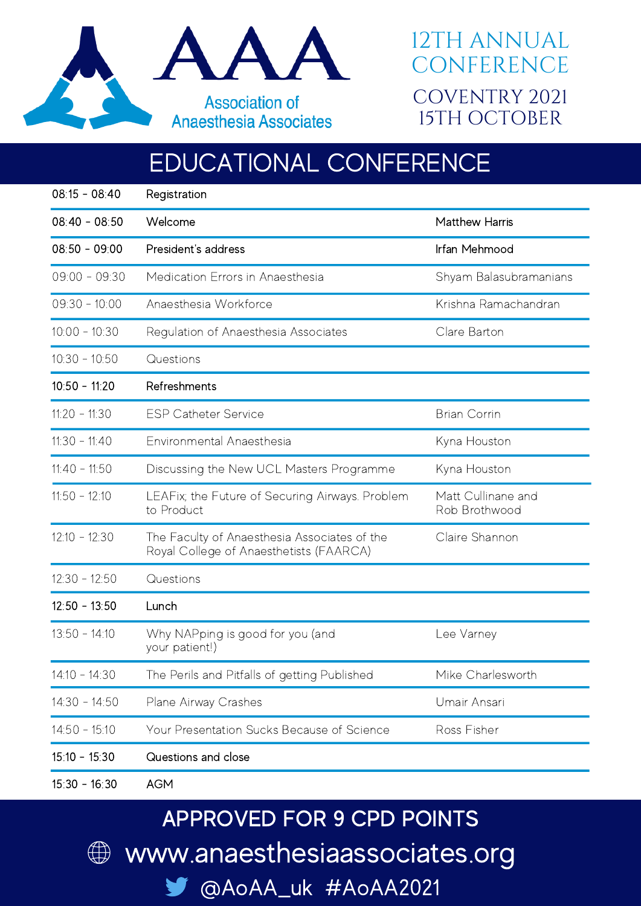# AAA

Association of Anaesthesia Associates

12TH ANNUAL CONFERENCE

COVENTRY 2021
15TH OCTOBER

## EDUCATIONAL CONFERENCE

| | | |
|---|---|---|
| 08:15 - 08:40 | Registration | |
| 08:40 - 08:50 | Welcome | Matthew Harris |
| 08:50 - 09:00 | President's address | Irfan Mehmood |
| 09:00 - 09:30 | Medication Errors in Anaesthesia | Shyam Balasubramanians |
| 09:30 - 10:00 | Anaesthesia Workforce | Krishna Ramachandran |
| 10:00 - 10:30 | Regulation of Anaesthesia Associates | Clare Barton |
| 10:30 - 10:50 | Questions | |
| 10:50 - 11:20 | Refreshments | |
| 11:20 - 11:30 | ESP Catheter Service | Brian Corrin |
| 11:30 - 11:40 | Environmental Anaesthesia | Kyna Houston |
| 11:40 - 11:50 | Discussing the New UCL Masters Programme | Kyna Houston |
| 11:50 - 12:10 | LEAFix; the Future of Securing Airways. Problem to Product | Matt Cullinane and Rob Brothwood |
| 12:10 - 12:30 | The Faculty of Anaesthesia Associates of the Royal College of Anaesthetists (FAARCA) | Claire Shannon |
| 12:30 - 12:50 | Questions | |
| 12:50 - 13:50 | Lunch | |
| 13:50 - 14:10 | Why NAPping is good for you (and your patient!) | Lee Varney |
| 14:10 - 14:30 | The Perils and Pitfalls of getting Published | Mike Charlesworth |
| 14:30 - 14:50 | Plane Airway Crashes | Umair Ansari |
| 14:50 - 15:10 | Your Presentation Sucks Because of Science | Ross Fisher |
| 15:10 - 15:30 | Questions and close | |
| 15:30 - 16:30 | AGM | |

**APPROVED FOR 9 CPD POINTS**

www.anaesthesiaassociates.org

@AoAA_uk #AoAA2021